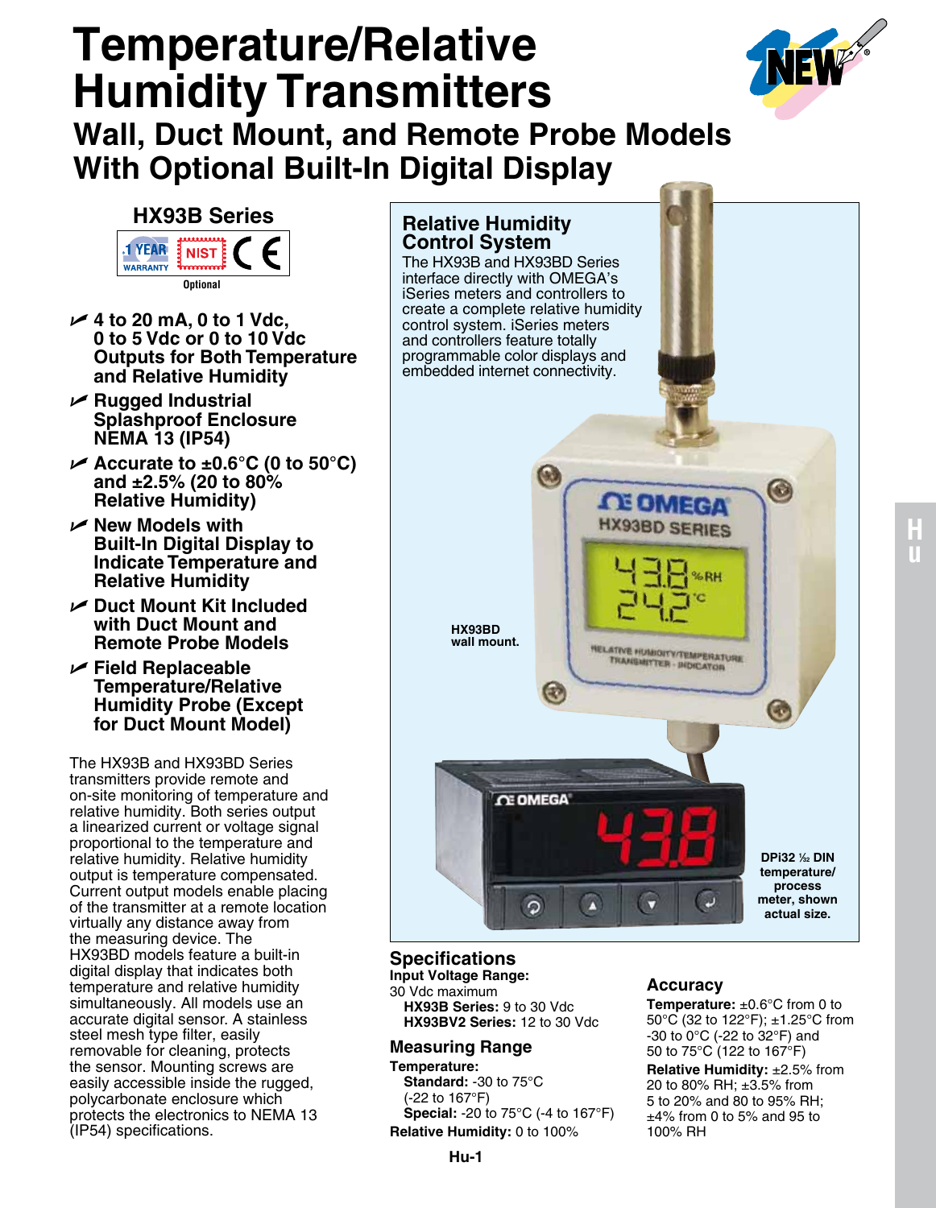# Temperature/Relative Humidity Transmitters

## Wall, Duct Mount, and Remote Probe Models With Optional Built-In Digital Display

### HX93B Series

Optional

- 4 to 20 mA, 0 to 1 Vdc, 0 to 5 Vdc or 0 to 10 Vdc Outputs for Both Temperature and Relative Humidity
- Rugged Industrial Splashproof Enclosure NEMA 13 (IP54)
- Accurate to ±0.6°C (0 to 50°C) and ±2.5% (20 to 80% Relative Humidity)
- New Models with Built-In Digital Display to Indicate Temperature and Relative Humidity
- Duct Mount Kit Included with Duct Mount and Remote Probe Models
- Field Replaceable Temperature/Relative Humidity Probe (Except for Duct Mount Model)

The HX93B and HX93BD Series transmitters provide remote and on-site monitoring of temperature and relative humidity. Both series output a linearized current or voltage signal proportional to the temperature and relative humidity. Relative humidity output is temperature compensated. Current output models enable placing of the transmitter at a remote location virtually any distance away from the measuring device. The HX93BD models feature a built-in digital display that indicates both temperature and relative humidity simultaneously. All models use an accurate digital sensor. A stainless steel mesh type filter, easily removable for cleaning, protects the sensor. Mounting screws are easily accessible inside the rugged, polycarbonate enclosure which protects the electronics to NEMA 13 (IP54) specifications.

### Relative Humidity Control System

The HX93B and HX93BD Series interface directly with OMEGA's iSeries meters and controllers to create a complete relative humidity control system. iSeries meters and controllers feature totally programmable color displays and embedded internet connectivity.

**HX93BD wall mount.**

**DPi32 1/32 DIN temperature/ process meter, shown actual size.**

## Specifications

**Input Voltage Range:**
30 Vdc maximum
**HX93B Series:** 9 to 30 Vdc
**HX93BV2 Series:** 12 to 30 Vdc

### Measuring Range

**Temperature:**
**Standard:** -30 to 75°C (-22 to 167°F)
**Special:** -20 to 75°C (-4 to 167°F)
**Relative Humidity:** 0 to 100%

### Accuracy

**Temperature:** ±0.6°C from 0 to 50°C (32 to 122°F); ±1.25°C from -30 to 0°C (-22 to 32°F) and 50 to 75°C (122 to 167°F)
**Relative Humidity:** ±2.5% from 20 to 80% RH; ±3.5% from 5 to 20% and 80 to 95% RH; ±4% from 0 to 5% and 95 to 100% RH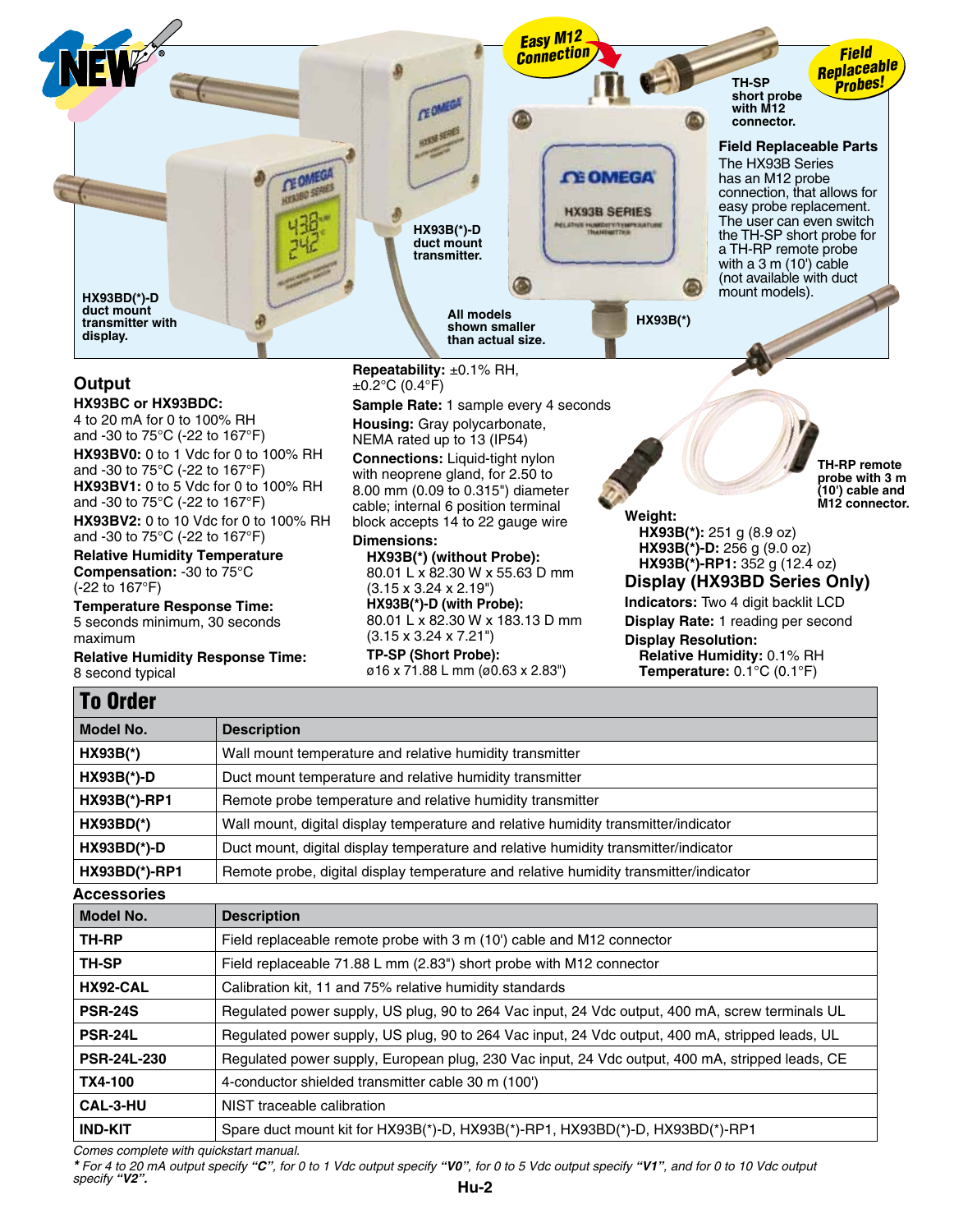NEW

Easy M12 Connection

Field Replaceable Probes!

TH-SP short probe with M12 connector.

### Field Replaceable Parts

The HX93B Series has an M12 probe connection, that allows for easy probe replacement. The user can even switch the TH-SP short probe for a TH-RP remote probe with a 3 m (10') cable (not available with duct mount models).

HX93BD(*)-D duct mount transmitter with display.

HX93B(*)-D duct mount transmitter.

All models shown smaller than actual size.

HX93B(*)

TH-RP remote probe with 3 m (10') cable and M12 connector.

## Output

**HX93BC or HX93BDC:** 4 to 20 mA for 0 to 100% RH and -30 to 75°C (-22 to 167°F)

**HX93BV0:** 0 to 1 Vdc for 0 to 100% RH and -30 to 75°C (-22 to 167°F)

**HX93BV1:** 0 to 5 Vdc for 0 to 100% RH and -30 to 75°C (-22 to 167°F)

**HX93BV2:** 0 to 10 Vdc for 0 to 100% RH and -30 to 75°C (-22 to 167°F)

**Relative Humidity Temperature Compensation:** -30 to 75°C (-22 to 167°F)

**Temperature Response Time:** 5 seconds minimum, 30 seconds maximum

**Relative Humidity Response Time:** 8 second typical

**Repeatability:** ±0.1% RH, ±0.2°C (0.4°F)

**Sample Rate:** 1 sample every 4 seconds

**Housing:** Gray polycarbonate, NEMA rated up to 13 (IP54)

**Connections:** Liquid-tight nylon with neoprene gland, for 2.50 to 8.00 mm (0.09 to 0.315") diameter cable; internal 6 position terminal block accepts 14 to 22 gauge wire

**Dimensions:**
- **HX93B(*) (without Probe):** 80.01 L x 82.30 W x 55.63 D mm (3.15 x 3.24 x 2.19")
- **HX93B(*)-D (with Probe):** 80.01 L x 82.30 W x 183.13 D mm (3.15 x 3.24 x 7.21")
- **TP-SP (Short Probe):** ø16 x 71.88 L mm (ø0.63 x 2.83")

**Weight:**
- **HX93B(*):** 251 g (8.9 oz)
- **HX93B(*)-D:** 256 g (9.0 oz)
- **HX93B(*)-RP1:** 352 g (12.4 oz)

## Display (HX93BD Series Only)

**Indicators:** Two 4 digit backlit LCD

**Display Rate:** 1 reading per second

**Display Resolution:**
- **Relative Humidity:** 0.1% RH
- **Temperature:** 0.1°C (0.1°F)

## To Order

| Model No. | Description |
|---|---|
| **HX93B(*)** | Wall mount temperature and relative humidity transmitter |
| **HX93B(*)-D** | Duct mount temperature and relative humidity transmitter |
| **HX93B(*)-RP1** | Remote probe temperature and relative humidity transmitter |
| **HX93BD(*)** | Wall mount, digital display temperature and relative humidity transmitter/indicator |
| **HX93BD(*)-D** | Duct mount, digital display temperature and relative humidity transmitter/indicator |
| **HX93BD(*)-RP1** | Remote probe, digital display temperature and relative humidity transmitter/indicator |

### Accessories

| Model No. | Description |
|---|---|
| **TH-RP** | Field replaceable remote probe with 3 m (10') cable and M12 connector |
| **TH-SP** | Field replaceable 71.88 L mm (2.83") short probe with M12 connector |
| **HX92-CAL** | Calibration kit, 11 and 75% relative humidity standards |
| **PSR-24S** | Regulated power supply, US plug, 90 to 264 Vac input, 24 Vdc output, 400 mA, screw terminals UL |
| **PSR-24L** | Regulated power supply, US plug, 90 to 264 Vac input, 24 Vdc output, 400 mA, stripped leads, UL |
| **PSR-24L-230** | Regulated power supply, European plug, 230 Vac input, 24 Vdc output, 400 mA, stripped leads, CE |
| **TX4-100** | 4-conductor shielded transmitter cable 30 m (100') |
| **CAL-3-HU** | NIST traceable calibration |
| **IND-KIT** | Spare duct mount kit for HX93B(*)-D, HX93B(*)-RP1, HX93BD(*)-D, HX93BD(*)-RP1 |

*Comes complete with quickstart manual.*

*\* For 4 to 20 mA output specify **"C"**, for 0 to 1 Vdc output specify **"V0"**, for 0 to 5 Vdc output specify **"V1"**, and for 0 to 10 Vdc output specify **"V2"**.*